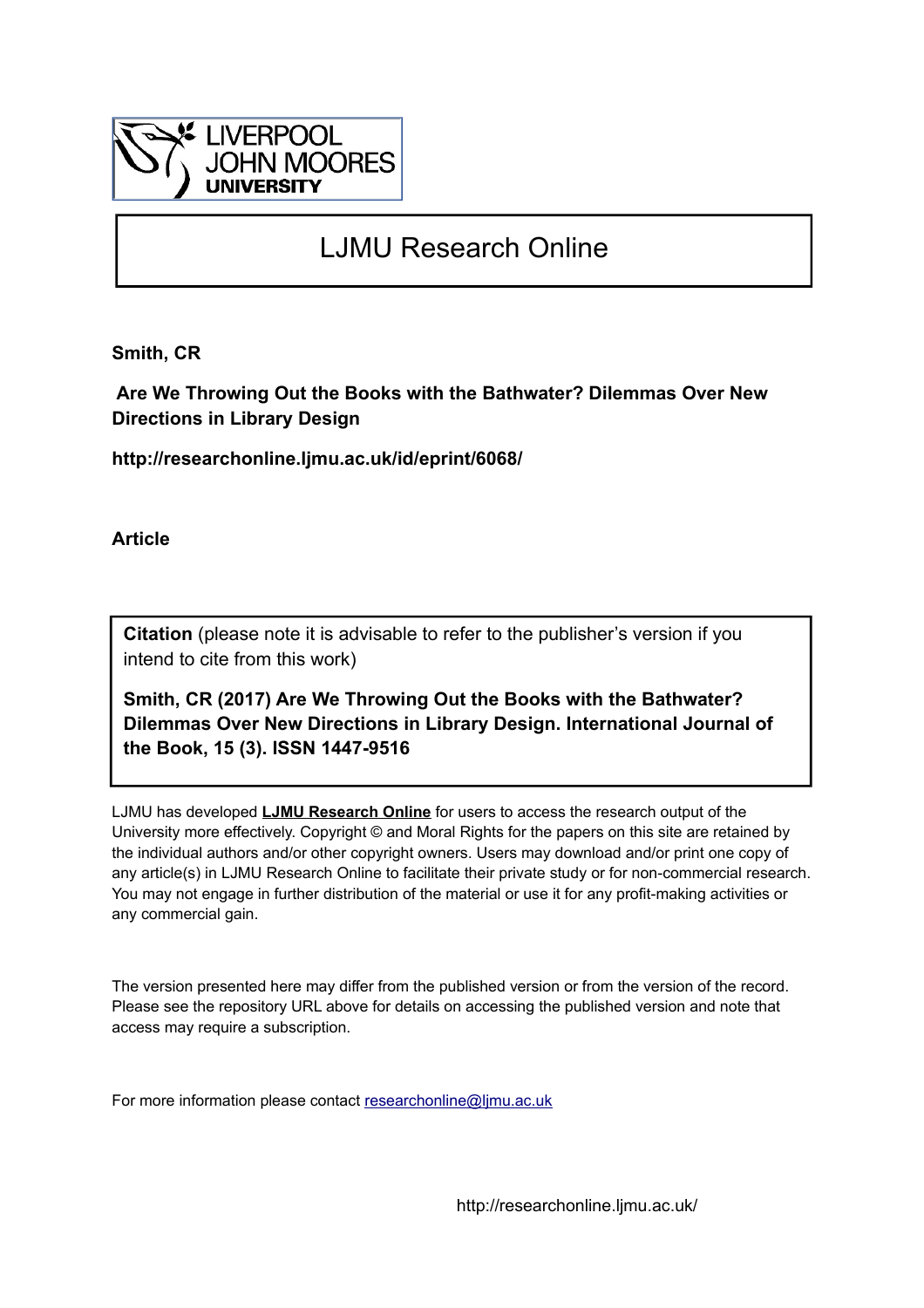LIVERPOOL JOHN MOORES UNIVERSITY

# LJMU Research Online

**Smith, CR**

**Are We Throwing Out the Books with the Bathwater? Dilemmas Over New Directions in Library Design**

**http://researchonline.ljmu.ac.uk/id/eprint/6068/**

**Article**

**Citation** (please note it is advisable to refer to the publisher's version if you intend to cite from this work)

**Smith, CR (2017) Are We Throwing Out the Books with the Bathwater? Dilemmas Over New Directions in Library Design. International Journal of the Book, 15 (3). ISSN 1447-9516**

LJMU has developed **LJMU Research Online** for users to access the research output of the University more effectively. Copyright © and Moral Rights for the papers on this site are retained by the individual authors and/or other copyright owners. Users may download and/or print one copy of any article(s) in LJMU Research Online to facilitate their private study or for non-commercial research. You may not engage in further distribution of the material or use it for any profit-making activities or any commercial gain.

The version presented here may differ from the published version or from the version of the record. Please see the repository URL above for details on accessing the published version and note that access may require a subscription.

For more information please contact researchonline@ljmu.ac.uk

http://researchonline.ljmu.ac.uk/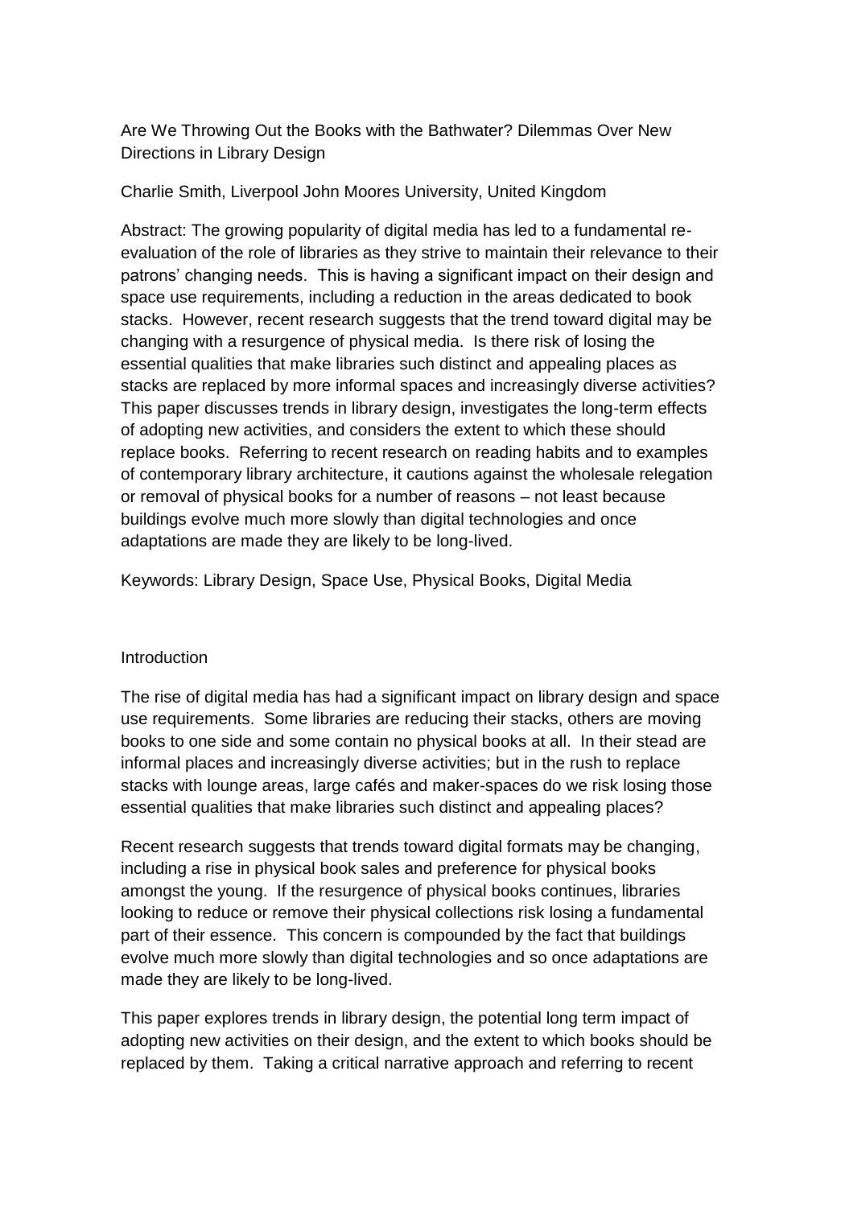# Are We Throwing Out the Books with the Bathwater? Dilemmas Over New Directions in Library Design

Charlie Smith, Liverpool John Moores University, United Kingdom

Abstract: The growing popularity of digital media has led to a fundamental re-evaluation of the role of libraries as they strive to maintain their relevance to their patrons' changing needs. This is having a significant impact on their design and space use requirements, including a reduction in the areas dedicated to book stacks. However, recent research suggests that the trend toward digital may be changing with a resurgence of physical media. Is there risk of losing the essential qualities that make libraries such distinct and appealing places as stacks are replaced by more informal spaces and increasingly diverse activities? This paper discusses trends in library design, investigates the long-term effects of adopting new activities, and considers the extent to which these should replace books. Referring to recent research on reading habits and to examples of contemporary library architecture, it cautions against the wholesale relegation or removal of physical books for a number of reasons – not least because buildings evolve much more slowly than digital technologies and once adaptations are made they are likely to be long-lived.

Keywords: Library Design, Space Use, Physical Books, Digital Media

## Introduction

The rise of digital media has had a significant impact on library design and space use requirements. Some libraries are reducing their stacks, others are moving books to one side and some contain no physical books at all. In their stead are informal places and increasingly diverse activities; but in the rush to replace stacks with lounge areas, large cafés and maker-spaces do we risk losing those essential qualities that make libraries such distinct and appealing places?

Recent research suggests that trends toward digital formats may be changing, including a rise in physical book sales and preference for physical books amongst the young. If the resurgence of physical books continues, libraries looking to reduce or remove their physical collections risk losing a fundamental part of their essence. This concern is compounded by the fact that buildings evolve much more slowly than digital technologies and so once adaptations are made they are likely to be long-lived.

This paper explores trends in library design, the potential long term impact of adopting new activities on their design, and the extent to which books should be replaced by them. Taking a critical narrative approach and referring to recent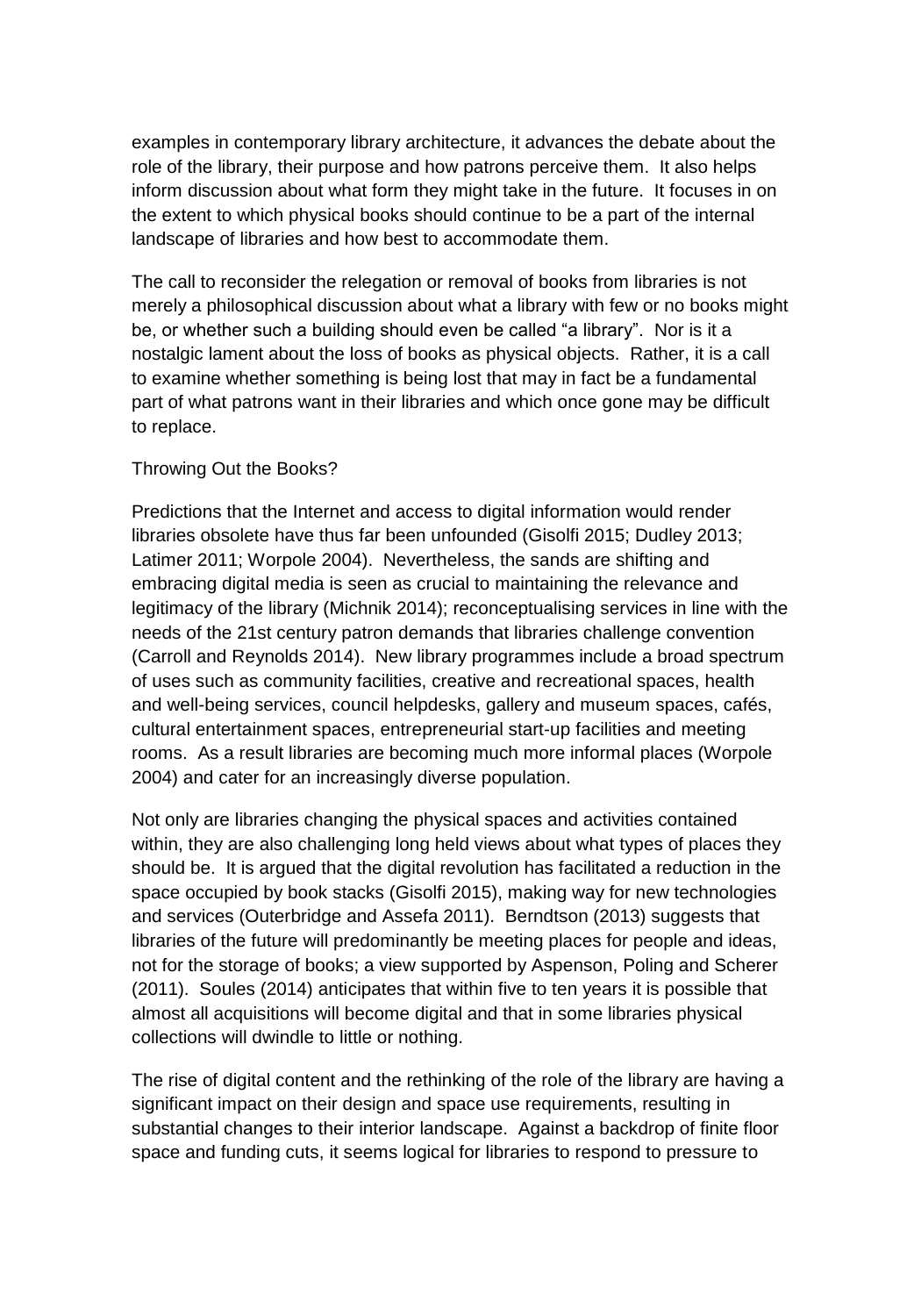examples in contemporary library architecture, it advances the debate about the role of the library, their purpose and how patrons perceive them. It also helps inform discussion about what form they might take in the future. It focuses in on the extent to which physical books should continue to be a part of the internal landscape of libraries and how best to accommodate them.

The call to reconsider the relegation or removal of books from libraries is not merely a philosophical discussion about what a library with few or no books might be, or whether such a building should even be called "a library". Nor is it a nostalgic lament about the loss of books as physical objects. Rather, it is a call to examine whether something is being lost that may in fact be a fundamental part of what patrons want in their libraries and which once gone may be difficult to replace.

## Throwing Out the Books?

Predictions that the Internet and access to digital information would render libraries obsolete have thus far been unfounded (Gisolfi 2015; Dudley 2013; Latimer 2011; Worpole 2004). Nevertheless, the sands are shifting and embracing digital media is seen as crucial to maintaining the relevance and legitimacy of the library (Michnik 2014); reconceptualising services in line with the needs of the 21st century patron demands that libraries challenge convention (Carroll and Reynolds 2014). New library programmes include a broad spectrum of uses such as community facilities, creative and recreational spaces, health and well-being services, council helpdesks, gallery and museum spaces, cafés, cultural entertainment spaces, entrepreneurial start-up facilities and meeting rooms. As a result libraries are becoming much more informal places (Worpole 2004) and cater for an increasingly diverse population.

Not only are libraries changing the physical spaces and activities contained within, they are also challenging long held views about what types of places they should be. It is argued that the digital revolution has facilitated a reduction in the space occupied by book stacks (Gisolfi 2015), making way for new technologies and services (Outerbridge and Assefa 2011). Berndtson (2013) suggests that libraries of the future will predominantly be meeting places for people and ideas, not for the storage of books; a view supported by Aspenson, Poling and Scherer (2011). Soules (2014) anticipates that within five to ten years it is possible that almost all acquisitions will become digital and that in some libraries physical collections will dwindle to little or nothing.

The rise of digital content and the rethinking of the role of the library are having a significant impact on their design and space use requirements, resulting in substantial changes to their interior landscape. Against a backdrop of finite floor space and funding cuts, it seems logical for libraries to respond to pressure to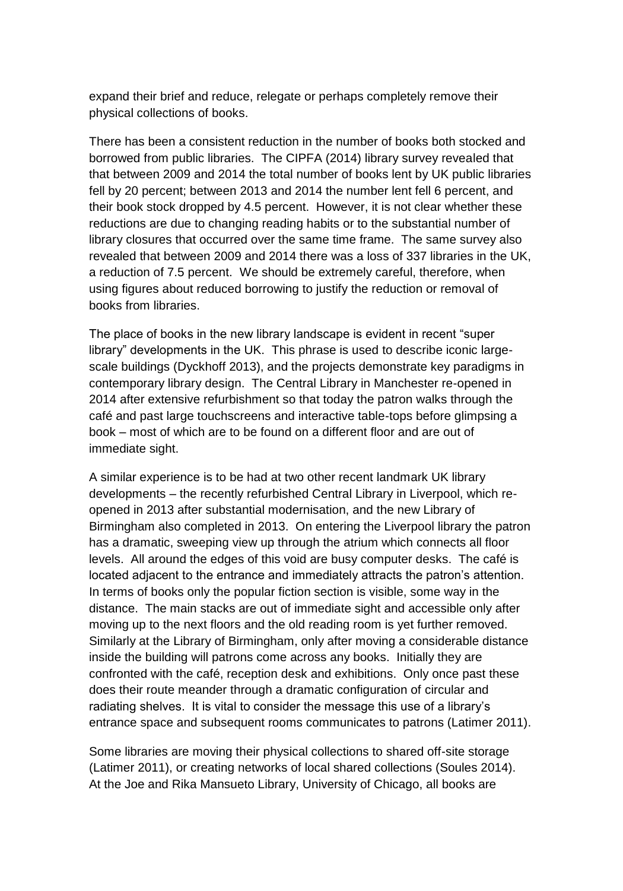expand their brief and reduce, relegate or perhaps completely remove their physical collections of books.

There has been a consistent reduction in the number of books both stocked and borrowed from public libraries. The CIPFA (2014) library survey revealed that that between 2009 and 2014 the total number of books lent by UK public libraries fell by 20 percent; between 2013 and 2014 the number lent fell 6 percent, and their book stock dropped by 4.5 percent. However, it is not clear whether these reductions are due to changing reading habits or to the substantial number of library closures that occurred over the same time frame. The same survey also revealed that between 2009 and 2014 there was a loss of 337 libraries in the UK, a reduction of 7.5 percent. We should be extremely careful, therefore, when using figures about reduced borrowing to justify the reduction or removal of books from libraries.

The place of books in the new library landscape is evident in recent "super library" developments in the UK. This phrase is used to describe iconic large-scale buildings (Dyckhoff 2013), and the projects demonstrate key paradigms in contemporary library design. The Central Library in Manchester re-opened in 2014 after extensive refurbishment so that today the patron walks through the café and past large touchscreens and interactive table-tops before glimpsing a book – most of which are to be found on a different floor and are out of immediate sight.

A similar experience is to be had at two other recent landmark UK library developments – the recently refurbished Central Library in Liverpool, which re-opened in 2013 after substantial modernisation, and the new Library of Birmingham also completed in 2013. On entering the Liverpool library the patron has a dramatic, sweeping view up through the atrium which connects all floor levels. All around the edges of this void are busy computer desks. The café is located adjacent to the entrance and immediately attracts the patron's attention. In terms of books only the popular fiction section is visible, some way in the distance. The main stacks are out of immediate sight and accessible only after moving up to the next floors and the old reading room is yet further removed. Similarly at the Library of Birmingham, only after moving a considerable distance inside the building will patrons come across any books. Initially they are confronted with the café, reception desk and exhibitions. Only once past these does their route meander through a dramatic configuration of circular and radiating shelves. It is vital to consider the message this use of a library's entrance space and subsequent rooms communicates to patrons (Latimer 2011).

Some libraries are moving their physical collections to shared off-site storage (Latimer 2011), or creating networks of local shared collections (Soules 2014). At the Joe and Rika Mansueto Library, University of Chicago, all books are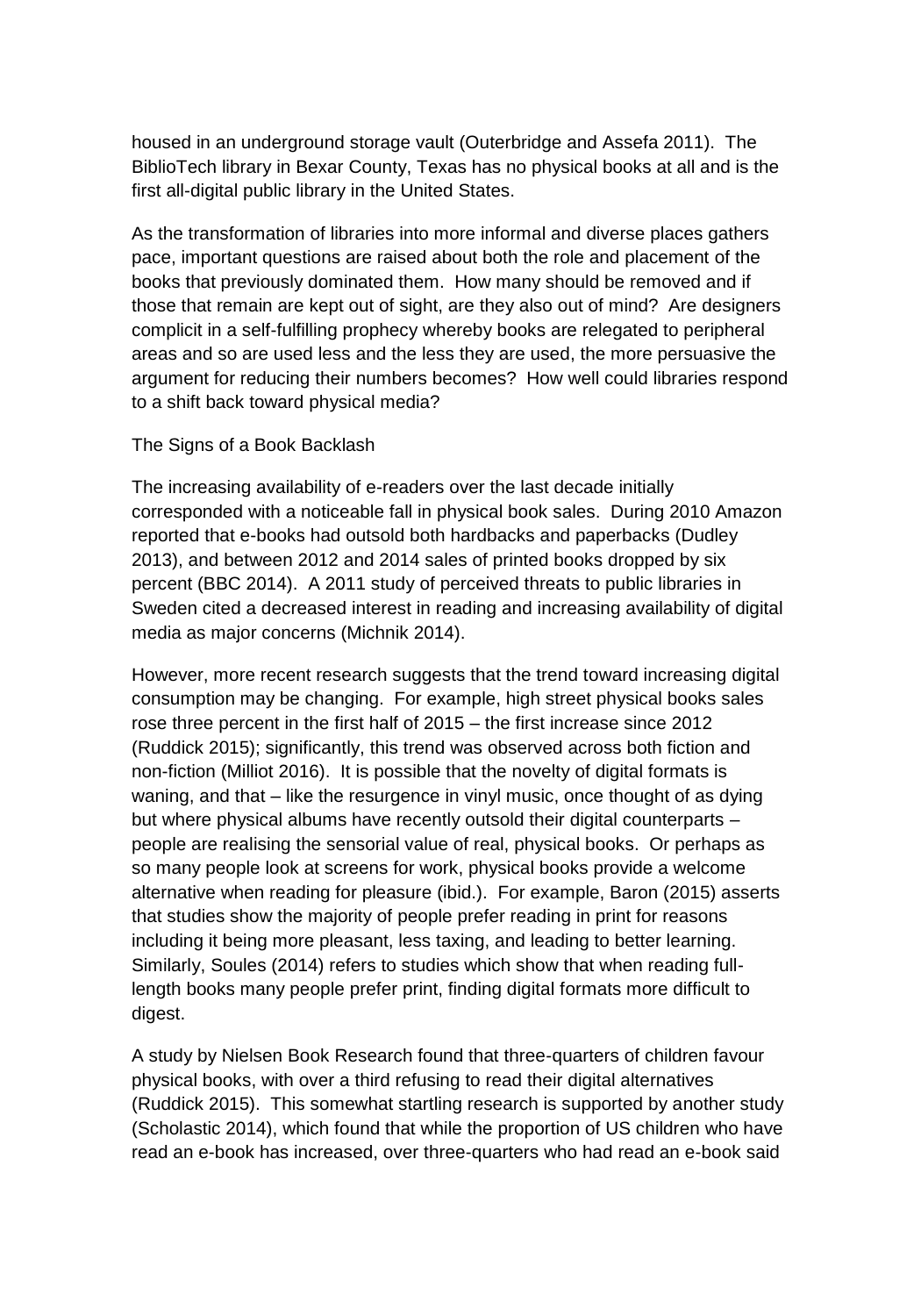housed in an underground storage vault (Outerbridge and Assefa 2011). The BiblioTech library in Bexar County, Texas has no physical books at all and is the first all-digital public library in the United States.

As the transformation of libraries into more informal and diverse places gathers pace, important questions are raised about both the role and placement of the books that previously dominated them. How many should be removed and if those that remain are kept out of sight, are they also out of mind? Are designers complicit in a self-fulfilling prophecy whereby books are relegated to peripheral areas and so are used less and the less they are used, the more persuasive the argument for reducing their numbers becomes? How well could libraries respond to a shift back toward physical media?

## The Signs of a Book Backlash

The increasing availability of e-readers over the last decade initially corresponded with a noticeable fall in physical book sales. During 2010 Amazon reported that e-books had outsold both hardbacks and paperbacks (Dudley 2013), and between 2012 and 2014 sales of printed books dropped by six percent (BBC 2014). A 2011 study of perceived threats to public libraries in Sweden cited a decreased interest in reading and increasing availability of digital media as major concerns (Michnik 2014).

However, more recent research suggests that the trend toward increasing digital consumption may be changing. For example, high street physical books sales rose three percent in the first half of 2015 – the first increase since 2012 (Ruddick 2015); significantly, this trend was observed across both fiction and non-fiction (Milliot 2016). It is possible that the novelty of digital formats is waning, and that – like the resurgence in vinyl music, once thought of as dying but where physical albums have recently outsold their digital counterparts – people are realising the sensorial value of real, physical books. Or perhaps as so many people look at screens for work, physical books provide a welcome alternative when reading for pleasure (ibid.). For example, Baron (2015) asserts that studies show the majority of people prefer reading in print for reasons including it being more pleasant, less taxing, and leading to better learning. Similarly, Soules (2014) refers to studies which show that when reading full-length books many people prefer print, finding digital formats more difficult to digest.

A study by Nielsen Book Research found that three-quarters of children favour physical books, with over a third refusing to read their digital alternatives (Ruddick 2015). This somewhat startling research is supported by another study (Scholastic 2014), which found that while the proportion of US children who have read an e-book has increased, over three-quarters who had read an e-book said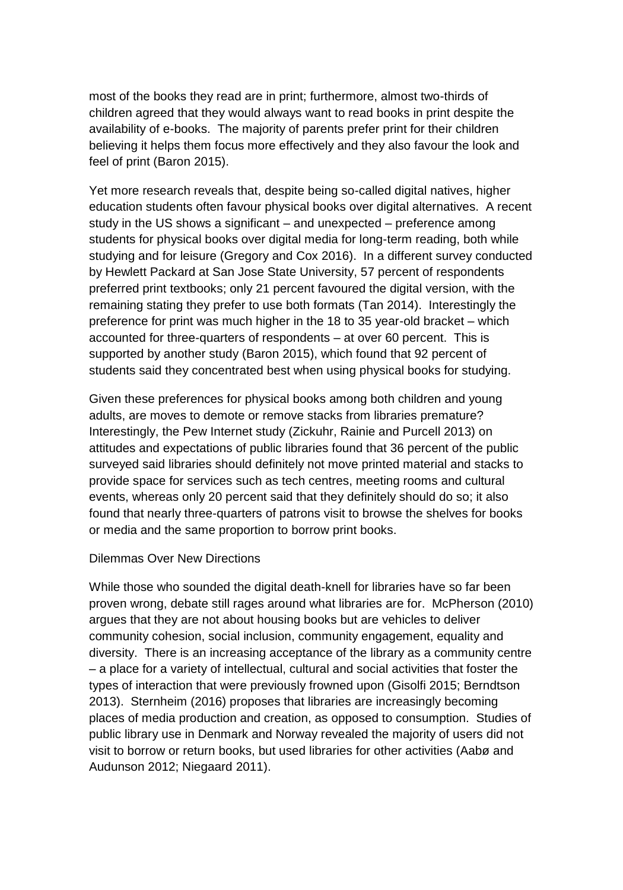most of the books they read are in print; furthermore, almost two-thirds of children agreed that they would always want to read books in print despite the availability of e-books. The majority of parents prefer print for their children believing it helps them focus more effectively and they also favour the look and feel of print (Baron 2015).

Yet more research reveals that, despite being so-called digital natives, higher education students often favour physical books over digital alternatives. A recent study in the US shows a significant – and unexpected – preference among students for physical books over digital media for long-term reading, both while studying and for leisure (Gregory and Cox 2016). In a different survey conducted by Hewlett Packard at San Jose State University, 57 percent of respondents preferred print textbooks; only 21 percent favoured the digital version, with the remaining stating they prefer to use both formats (Tan 2014). Interestingly the preference for print was much higher in the 18 to 35 year-old bracket – which accounted for three-quarters of respondents – at over 60 percent. This is supported by another study (Baron 2015), which found that 92 percent of students said they concentrated best when using physical books for studying.

Given these preferences for physical books among both children and young adults, are moves to demote or remove stacks from libraries premature? Interestingly, the Pew Internet study (Zickuhr, Rainie and Purcell 2013) on attitudes and expectations of public libraries found that 36 percent of the public surveyed said libraries should definitely not move printed material and stacks to provide space for services such as tech centres, meeting rooms and cultural events, whereas only 20 percent said that they definitely should do so; it also found that nearly three-quarters of patrons visit to browse the shelves for books or media and the same proportion to borrow print books.

## Dilemmas Over New Directions

While those who sounded the digital death-knell for libraries have so far been proven wrong, debate still rages around what libraries are for. McPherson (2010) argues that they are not about housing books but are vehicles to deliver community cohesion, social inclusion, community engagement, equality and diversity. There is an increasing acceptance of the library as a community centre – a place for a variety of intellectual, cultural and social activities that foster the types of interaction that were previously frowned upon (Gisolfi 2015; Berndtson 2013). Sternheim (2016) proposes that libraries are increasingly becoming places of media production and creation, as opposed to consumption. Studies of public library use in Denmark and Norway revealed the majority of users did not visit to borrow or return books, but used libraries for other activities (Aabø and Audunson 2012; Niegaard 2011).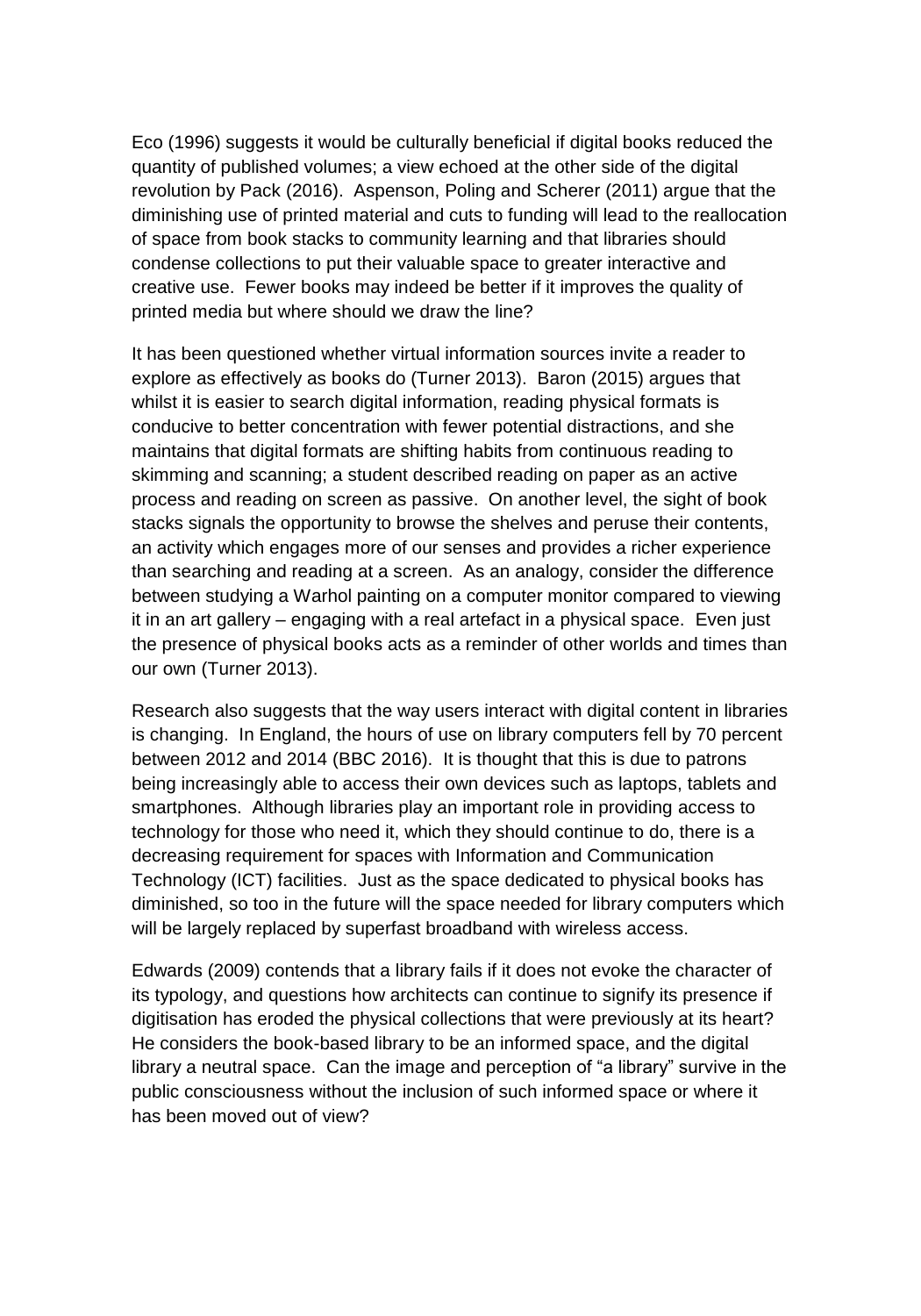Eco (1996) suggests it would be culturally beneficial if digital books reduced the quantity of published volumes; a view echoed at the other side of the digital revolution by Pack (2016). Aspenson, Poling and Scherer (2011) argue that the diminishing use of printed material and cuts to funding will lead to the reallocation of space from book stacks to community learning and that libraries should condense collections to put their valuable space to greater interactive and creative use. Fewer books may indeed be better if it improves the quality of printed media but where should we draw the line?

It has been questioned whether virtual information sources invite a reader to explore as effectively as books do (Turner 2013). Baron (2015) argues that whilst it is easier to search digital information, reading physical formats is conducive to better concentration with fewer potential distractions, and she maintains that digital formats are shifting habits from continuous reading to skimming and scanning; a student described reading on paper as an active process and reading on screen as passive. On another level, the sight of book stacks signals the opportunity to browse the shelves and peruse their contents, an activity which engages more of our senses and provides a richer experience than searching and reading at a screen. As an analogy, consider the difference between studying a Warhol painting on a computer monitor compared to viewing it in an art gallery – engaging with a real artefact in a physical space. Even just the presence of physical books acts as a reminder of other worlds and times than our own (Turner 2013).

Research also suggests that the way users interact with digital content in libraries is changing. In England, the hours of use on library computers fell by 70 percent between 2012 and 2014 (BBC 2016). It is thought that this is due to patrons being increasingly able to access their own devices such as laptops, tablets and smartphones. Although libraries play an important role in providing access to technology for those who need it, which they should continue to do, there is a decreasing requirement for spaces with Information and Communication Technology (ICT) facilities. Just as the space dedicated to physical books has diminished, so too in the future will the space needed for library computers which will be largely replaced by superfast broadband with wireless access.

Edwards (2009) contends that a library fails if it does not evoke the character of its typology, and questions how architects can continue to signify its presence if digitisation has eroded the physical collections that were previously at its heart? He considers the book-based library to be an informed space, and the digital library a neutral space. Can the image and perception of "a library" survive in the public consciousness without the inclusion of such informed space or where it has been moved out of view?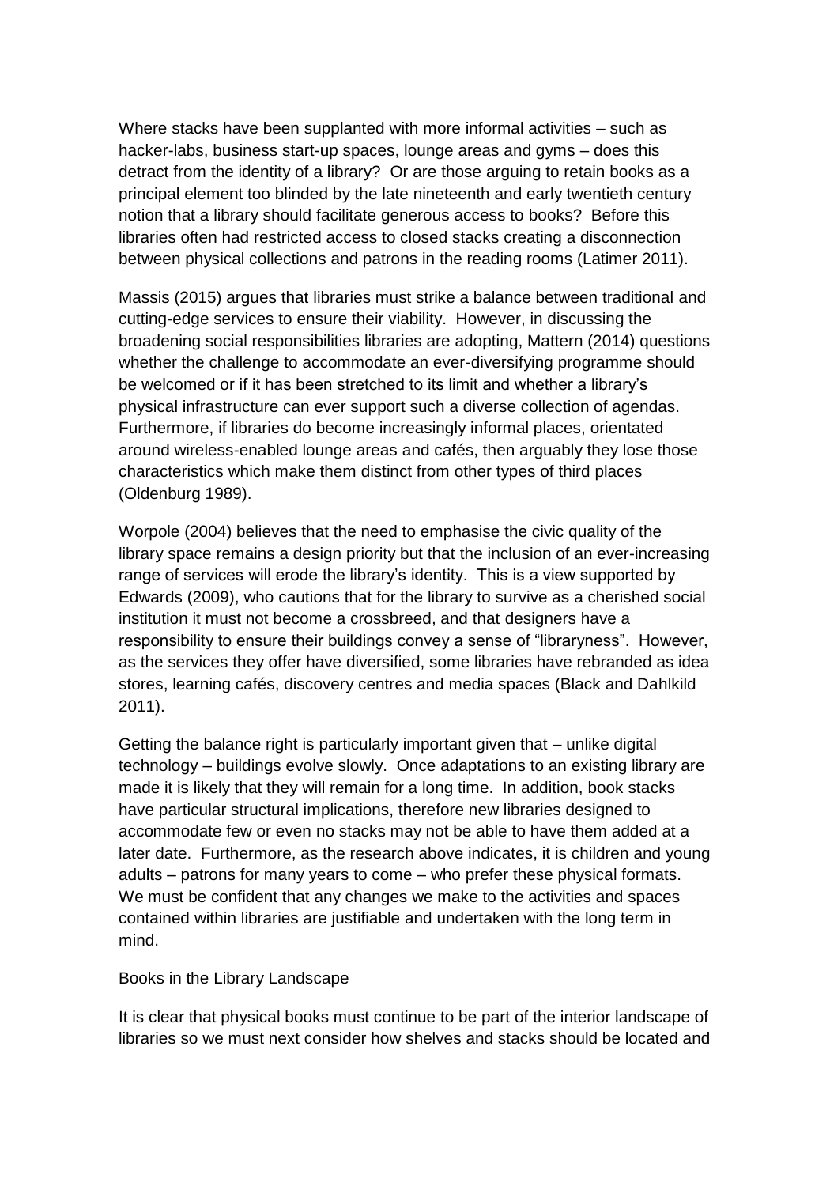Where stacks have been supplanted with more informal activities – such as hacker-labs, business start-up spaces, lounge areas and gyms – does this detract from the identity of a library? Or are those arguing to retain books as a principal element too blinded by the late nineteenth and early twentieth century notion that a library should facilitate generous access to books? Before this libraries often had restricted access to closed stacks creating a disconnection between physical collections and patrons in the reading rooms (Latimer 2011).

Massis (2015) argues that libraries must strike a balance between traditional and cutting-edge services to ensure their viability. However, in discussing the broadening social responsibilities libraries are adopting, Mattern (2014) questions whether the challenge to accommodate an ever-diversifying programme should be welcomed or if it has been stretched to its limit and whether a library's physical infrastructure can ever support such a diverse collection of agendas. Furthermore, if libraries do become increasingly informal places, orientated around wireless-enabled lounge areas and cafés, then arguably they lose those characteristics which make them distinct from other types of third places (Oldenburg 1989).

Worpole (2004) believes that the need to emphasise the civic quality of the library space remains a design priority but that the inclusion of an ever-increasing range of services will erode the library's identity. This is a view supported by Edwards (2009), who cautions that for the library to survive as a cherished social institution it must not become a crossbreed, and that designers have a responsibility to ensure their buildings convey a sense of "libraryness". However, as the services they offer have diversified, some libraries have rebranded as idea stores, learning cafés, discovery centres and media spaces (Black and Dahlkild 2011).

Getting the balance right is particularly important given that – unlike digital technology – buildings evolve slowly. Once adaptations to an existing library are made it is likely that they will remain for a long time. In addition, book stacks have particular structural implications, therefore new libraries designed to accommodate few or even no stacks may not be able to have them added at a later date. Furthermore, as the research above indicates, it is children and young adults – patrons for many years to come – who prefer these physical formats. We must be confident that any changes we make to the activities and spaces contained within libraries are justifiable and undertaken with the long term in mind.

## Books in the Library Landscape

It is clear that physical books must continue to be part of the interior landscape of libraries so we must next consider how shelves and stacks should be located and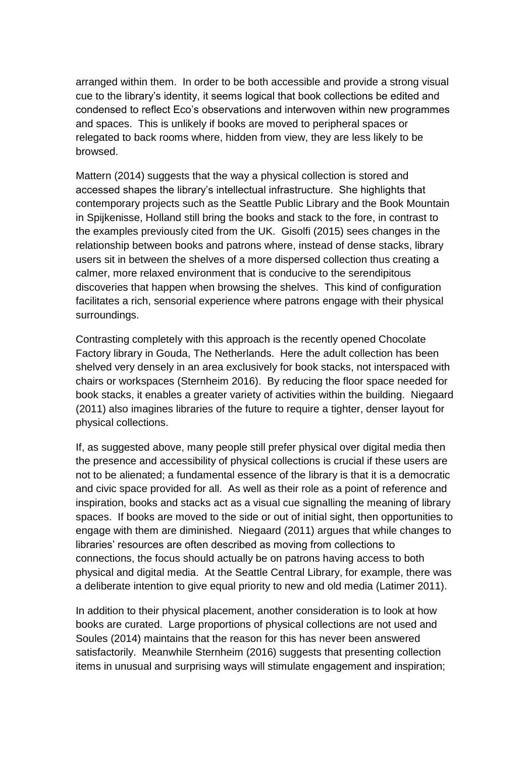arranged within them. In order to be both accessible and provide a strong visual cue to the library's identity, it seems logical that book collections be edited and condensed to reflect Eco's observations and interwoven within new programmes and spaces. This is unlikely if books are moved to peripheral spaces or relegated to back rooms where, hidden from view, they are less likely to be browsed.

Mattern (2014) suggests that the way a physical collection is stored and accessed shapes the library's intellectual infrastructure. She highlights that contemporary projects such as the Seattle Public Library and the Book Mountain in Spijkenisse, Holland still bring the books and stack to the fore, in contrast to the examples previously cited from the UK. Gisolfi (2015) sees changes in the relationship between books and patrons where, instead of dense stacks, library users sit in between the shelves of a more dispersed collection thus creating a calmer, more relaxed environment that is conducive to the serendipitous discoveries that happen when browsing the shelves. This kind of configuration facilitates a rich, sensorial experience where patrons engage with their physical surroundings.

Contrasting completely with this approach is the recently opened Chocolate Factory library in Gouda, The Netherlands. Here the adult collection has been shelved very densely in an area exclusively for book stacks, not interspaced with chairs or workspaces (Sternheim 2016). By reducing the floor space needed for book stacks, it enables a greater variety of activities within the building. Niegaard (2011) also imagines libraries of the future to require a tighter, denser layout for physical collections.

If, as suggested above, many people still prefer physical over digital media then the presence and accessibility of physical collections is crucial if these users are not to be alienated; a fundamental essence of the library is that it is a democratic and civic space provided for all. As well as their role as a point of reference and inspiration, books and stacks act as a visual cue signalling the meaning of library spaces. If books are moved to the side or out of initial sight, then opportunities to engage with them are diminished. Niegaard (2011) argues that while changes to libraries' resources are often described as moving from collections to connections, the focus should actually be on patrons having access to both physical and digital media. At the Seattle Central Library, for example, there was a deliberate intention to give equal priority to new and old media (Latimer 2011).

In addition to their physical placement, another consideration is to look at how books are curated. Large proportions of physical collections are not used and Soules (2014) maintains that the reason for this has never been answered satisfactorily. Meanwhile Sternheim (2016) suggests that presenting collection items in unusual and surprising ways will stimulate engagement and inspiration;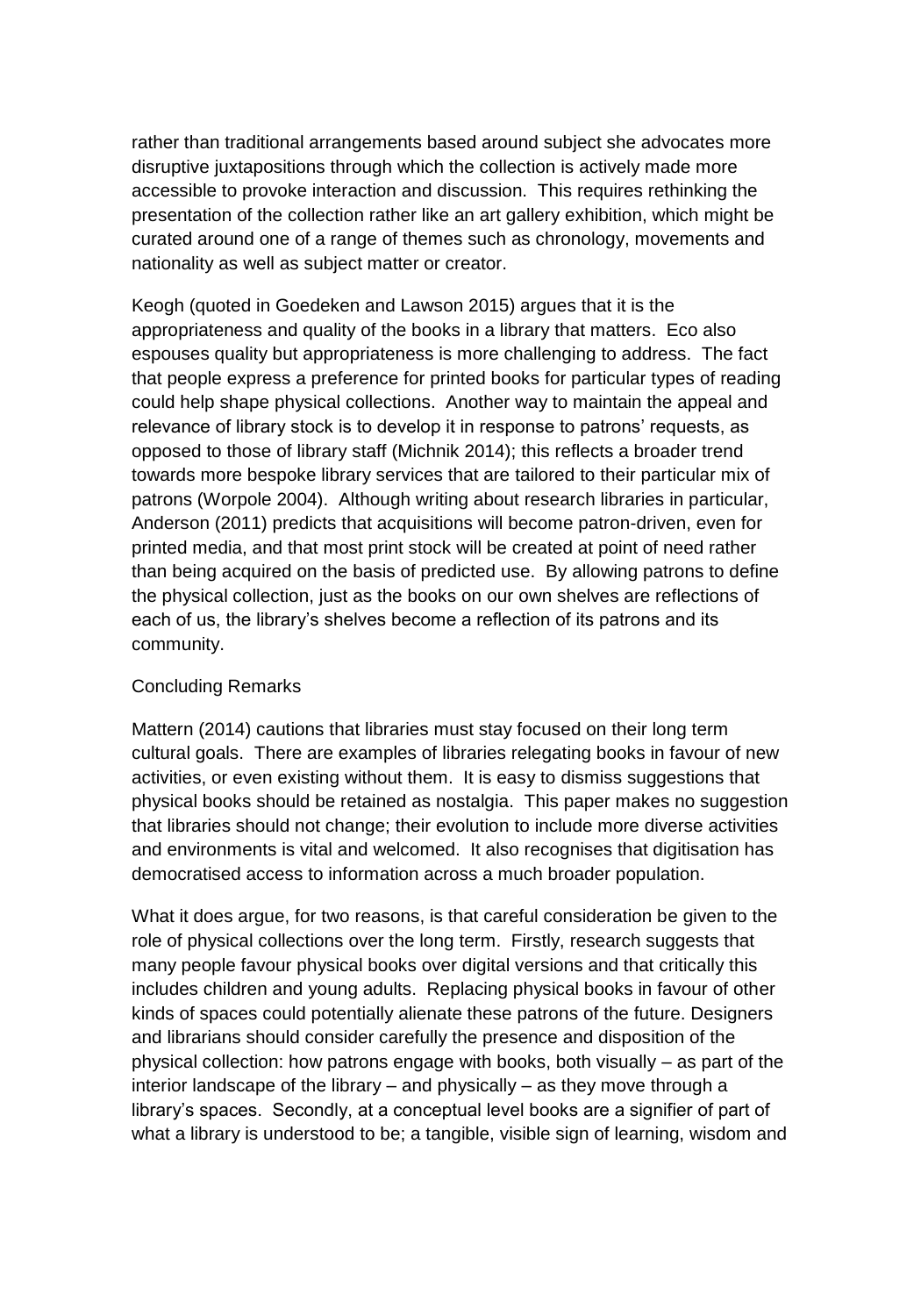rather than traditional arrangements based around subject she advocates more disruptive juxtapositions through which the collection is actively made more accessible to provoke interaction and discussion. This requires rethinking the presentation of the collection rather like an art gallery exhibition, which might be curated around one of a range of themes such as chronology, movements and nationality as well as subject matter or creator.

Keogh (quoted in Goedeken and Lawson 2015) argues that it is the appropriateness and quality of the books in a library that matters. Eco also espouses quality but appropriateness is more challenging to address. The fact that people express a preference for printed books for particular types of reading could help shape physical collections. Another way to maintain the appeal and relevance of library stock is to develop it in response to patrons' requests, as opposed to those of library staff (Michnik 2014); this reflects a broader trend towards more bespoke library services that are tailored to their particular mix of patrons (Worpole 2004). Although writing about research libraries in particular, Anderson (2011) predicts that acquisitions will become patron-driven, even for printed media, and that most print stock will be created at point of need rather than being acquired on the basis of predicted use. By allowing patrons to define the physical collection, just as the books on our own shelves are reflections of each of us, the library's shelves become a reflection of its patrons and its community.

## Concluding Remarks

Mattern (2014) cautions that libraries must stay focused on their long term cultural goals. There are examples of libraries relegating books in favour of new activities, or even existing without them. It is easy to dismiss suggestions that physical books should be retained as nostalgia. This paper makes no suggestion that libraries should not change; their evolution to include more diverse activities and environments is vital and welcomed. It also recognises that digitisation has democratised access to information across a much broader population.

What it does argue, for two reasons, is that careful consideration be given to the role of physical collections over the long term. Firstly, research suggests that many people favour physical books over digital versions and that critically this includes children and young adults. Replacing physical books in favour of other kinds of spaces could potentially alienate these patrons of the future. Designers and librarians should consider carefully the presence and disposition of the physical collection: how patrons engage with books, both visually – as part of the interior landscape of the library – and physically – as they move through a library's spaces. Secondly, at a conceptual level books are a signifier of part of what a library is understood to be; a tangible, visible sign of learning, wisdom and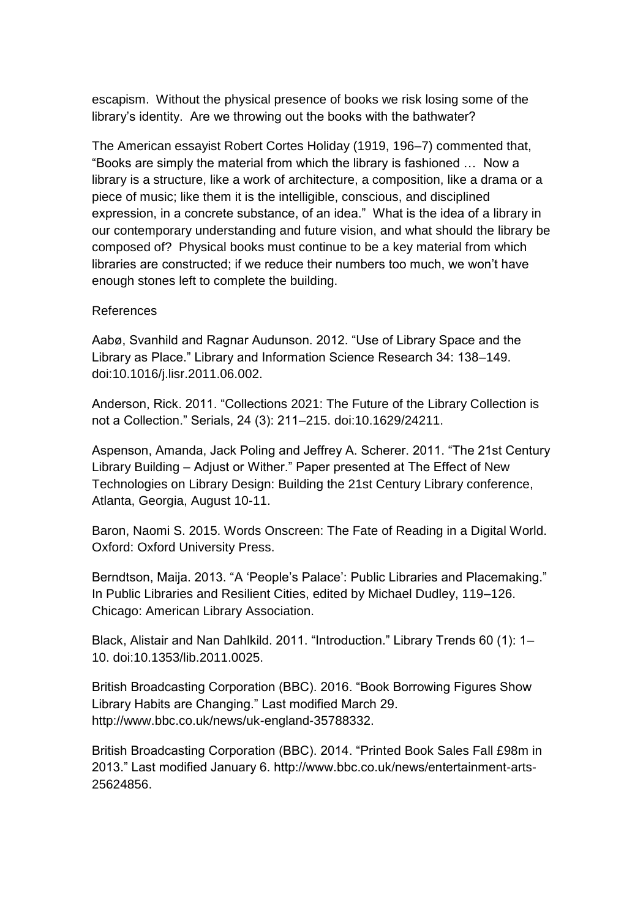escapism. Without the physical presence of books we risk losing some of the library's identity. Are we throwing out the books with the bathwater?

The American essayist Robert Cortes Holiday (1919, 196–7) commented that, "Books are simply the material from which the library is fashioned … Now a library is a structure, like a work of architecture, a composition, like a drama or a piece of music; like them it is the intelligible, conscious, and disciplined expression, in a concrete substance, of an idea." What is the idea of a library in our contemporary understanding and future vision, and what should the library be composed of? Physical books must continue to be a key material from which libraries are constructed; if we reduce their numbers too much, we won't have enough stones left to complete the building.

References

Aabø, Svanhild and Ragnar Audunson. 2012. "Use of Library Space and the Library as Place." Library and Information Science Research 34: 138–149. doi:10.1016/j.lisr.2011.06.002.

Anderson, Rick. 2011. "Collections 2021: The Future of the Library Collection is not a Collection." Serials, 24 (3): 211–215. doi:10.1629/24211.

Aspenson, Amanda, Jack Poling and Jeffrey A. Scherer. 2011. "The 21st Century Library Building – Adjust or Wither." Paper presented at The Effect of New Technologies on Library Design: Building the 21st Century Library conference, Atlanta, Georgia, August 10-11.

Baron, Naomi S. 2015. Words Onscreen: The Fate of Reading in a Digital World. Oxford: Oxford University Press.

Berndtson, Maija. 2013. "A 'People's Palace': Public Libraries and Placemaking." In Public Libraries and Resilient Cities, edited by Michael Dudley, 119–126. Chicago: American Library Association.

Black, Alistair and Nan Dahlkild. 2011. "Introduction." Library Trends 60 (1): 1–10. doi:10.1353/lib.2011.0025.

British Broadcasting Corporation (BBC). 2016. "Book Borrowing Figures Show Library Habits are Changing." Last modified March 29. http://www.bbc.co.uk/news/uk-england-35788332.

British Broadcasting Corporation (BBC). 2014. "Printed Book Sales Fall £98m in 2013." Last modified January 6. http://www.bbc.co.uk/news/entertainment-arts-25624856.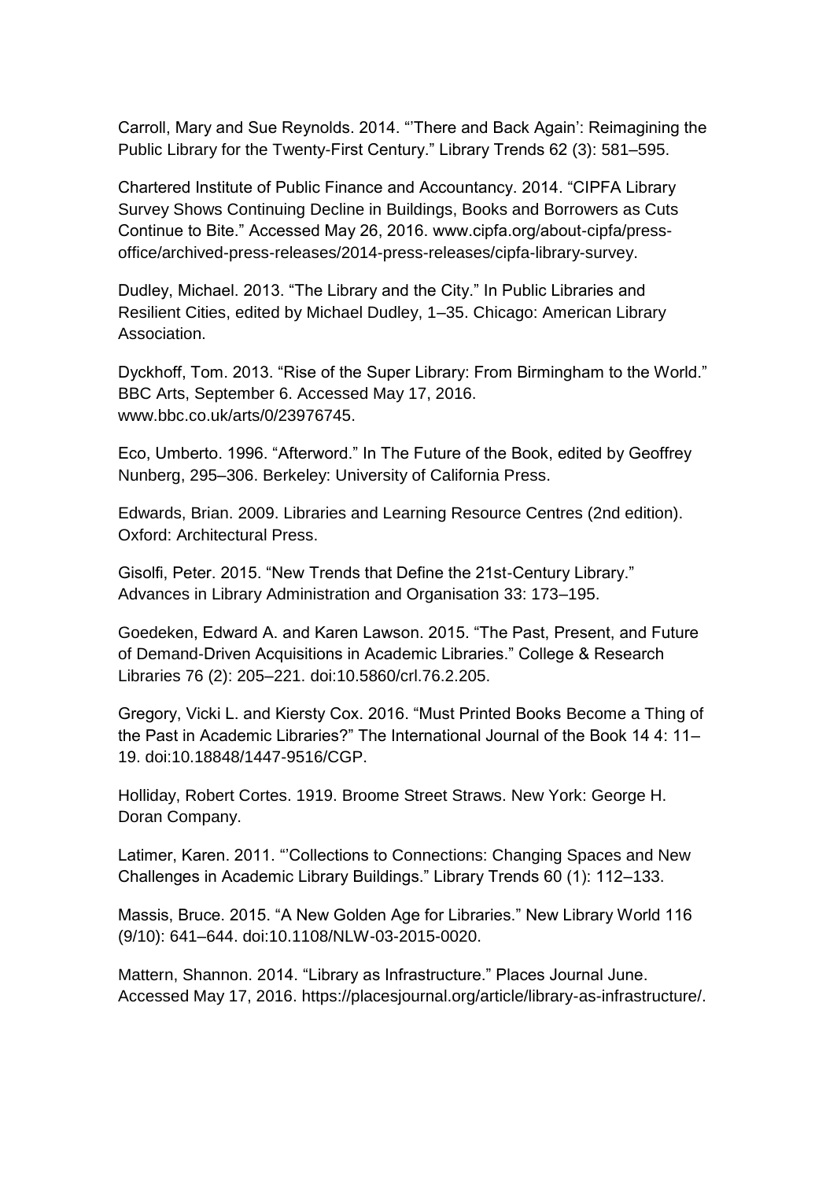Carroll, Mary and Sue Reynolds. 2014. "'There and Back Again': Reimagining the Public Library for the Twenty-First Century." Library Trends 62 (3): 581–595.

Chartered Institute of Public Finance and Accountancy. 2014. "CIPFA Library Survey Shows Continuing Decline in Buildings, Books and Borrowers as Cuts Continue to Bite." Accessed May 26, 2016. www.cipfa.org/about-cipfa/press-office/archived-press-releases/2014-press-releases/cipfa-library-survey.

Dudley, Michael. 2013. "The Library and the City." In Public Libraries and Resilient Cities, edited by Michael Dudley, 1–35. Chicago: American Library Association.

Dyckhoff, Tom. 2013. "Rise of the Super Library: From Birmingham to the World." BBC Arts, September 6. Accessed May 17, 2016. www.bbc.co.uk/arts/0/23976745.

Eco, Umberto. 1996. "Afterword." In The Future of the Book, edited by Geoffrey Nunberg, 295–306. Berkeley: University of California Press.

Edwards, Brian. 2009. Libraries and Learning Resource Centres (2nd edition). Oxford: Architectural Press.

Gisolfi, Peter. 2015. "New Trends that Define the 21st-Century Library." Advances in Library Administration and Organisation 33: 173–195.

Goedeken, Edward A. and Karen Lawson. 2015. "The Past, Present, and Future of Demand-Driven Acquisitions in Academic Libraries." College & Research Libraries 76 (2): 205–221. doi:10.5860/crl.76.2.205.

Gregory, Vicki L. and Kiersty Cox. 2016. "Must Printed Books Become a Thing of the Past in Academic Libraries?" The International Journal of the Book 14 4: 11–19. doi:10.18848/1447-9516/CGP.

Holliday, Robert Cortes. 1919. Broome Street Straws. New York: George H. Doran Company.

Latimer, Karen. 2011. "'Collections to Connections: Changing Spaces and New Challenges in Academic Library Buildings." Library Trends 60 (1): 112–133.

Massis, Bruce. 2015. "A New Golden Age for Libraries." New Library World 116 (9/10): 641–644. doi:10.1108/NLW-03-2015-0020.

Mattern, Shannon. 2014. "Library as Infrastructure." Places Journal June. Accessed May 17, 2016. https://placesjournal.org/article/library-as-infrastructure/.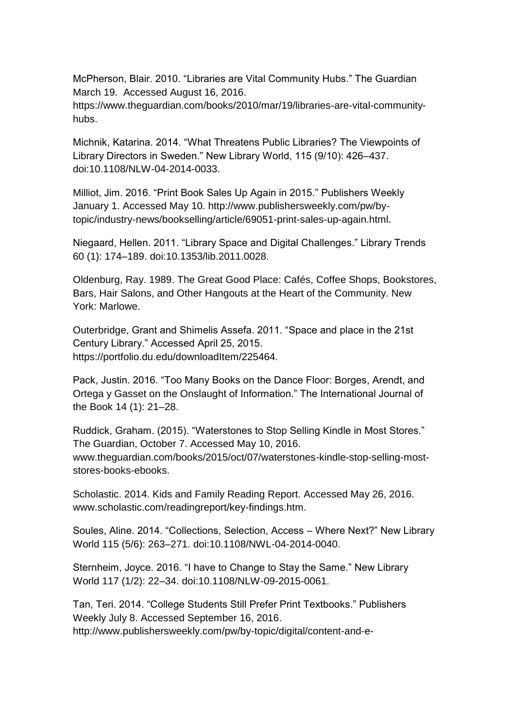McPherson, Blair. 2010. “Libraries are Vital Community Hubs.” The Guardian March 19. Accessed August 16, 2016. https://www.theguardian.com/books/2010/mar/19/libraries-are-vital-community-hubs.

Michnik, Katarina. 2014. “What Threatens Public Libraries? The Viewpoints of Library Directors in Sweden.” New Library World, 115 (9/10): 426–437. doi:10.1108/NLW-04-2014-0033.

Milliot, Jim. 2016. “Print Book Sales Up Again in 2015.” Publishers Weekly January 1. Accessed May 10. http://www.publishersweekly.com/pw/by-topic/industry-news/bookselling/article/69051-print-sales-up-again.html.

Niegaard, Hellen. 2011. “Library Space and Digital Challenges.” Library Trends 60 (1): 174–189. doi:10.1353/lib.2011.0028.

Oldenburg, Ray. 1989. The Great Good Place: Cafés, Coffee Shops, Bookstores, Bars, Hair Salons, and Other Hangouts at the Heart of the Community. New York: Marlowe.

Outerbridge, Grant and Shimelis Assefa. 2011. “Space and place in the 21st Century Library.” Accessed April 25, 2015. https://portfolio.du.edu/downloadItem/225464.

Pack, Justin. 2016. “Too Many Books on the Dance Floor: Borges, Arendt, and Ortega y Gasset on the Onslaught of Information.” The International Journal of the Book 14 (1): 21–28.

Ruddick, Graham. (2015). “Waterstones to Stop Selling Kindle in Most Stores.” The Guardian, October 7. Accessed May 10, 2016. www.theguardian.com/books/2015/oct/07/waterstones-kindle-stop-selling-most-stores-books-ebooks.

Scholastic. 2014. Kids and Family Reading Report. Accessed May 26, 2016. www.scholastic.com/readingreport/key-findings.htm.

Soules, Aline. 2014. “Collections, Selection, Access – Where Next?” New Library World 115 (5/6): 263–271. doi:10.1108/NWL-04-2014-0040.

Sternheim, Joyce. 2016. “I have to Change to Stay the Same.” New Library World 117 (1/2): 22–34. doi:10.1108/NLW-09-2015-0061.

Tan, Teri. 2014. “College Students Still Prefer Print Textbooks.” Publishers Weekly July 8. Accessed September 16, 2016. http://www.publishersweekly.com/pw/by-topic/digital/content-and-e-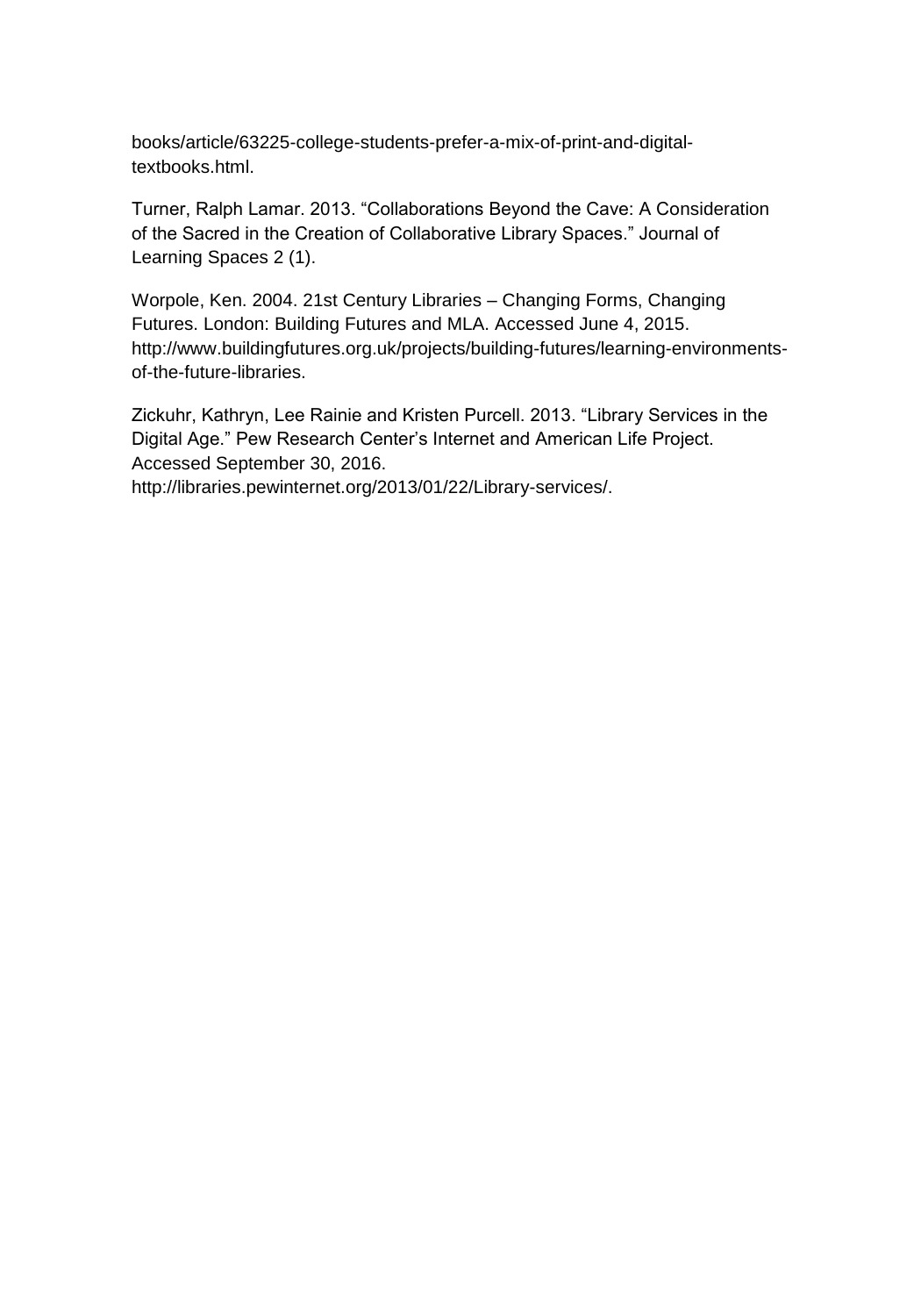books/article/63225-college-students-prefer-a-mix-of-print-and-digital-textbooks.html.

Turner, Ralph Lamar. 2013. “Collaborations Beyond the Cave: A Consideration of the Sacred in the Creation of Collaborative Library Spaces.” Journal of Learning Spaces 2 (1).

Worpole, Ken. 2004. 21st Century Libraries – Changing Forms, Changing Futures. London: Building Futures and MLA. Accessed June 4, 2015. http://www.buildingfutures.org.uk/projects/building-futures/learning-environments-of-the-future-libraries.

Zickuhr, Kathryn, Lee Rainie and Kristen Purcell. 2013. “Library Services in the Digital Age.” Pew Research Center’s Internet and American Life Project. Accessed September 30, 2016. http://libraries.pewinternet.org/2013/01/22/Library-services/.